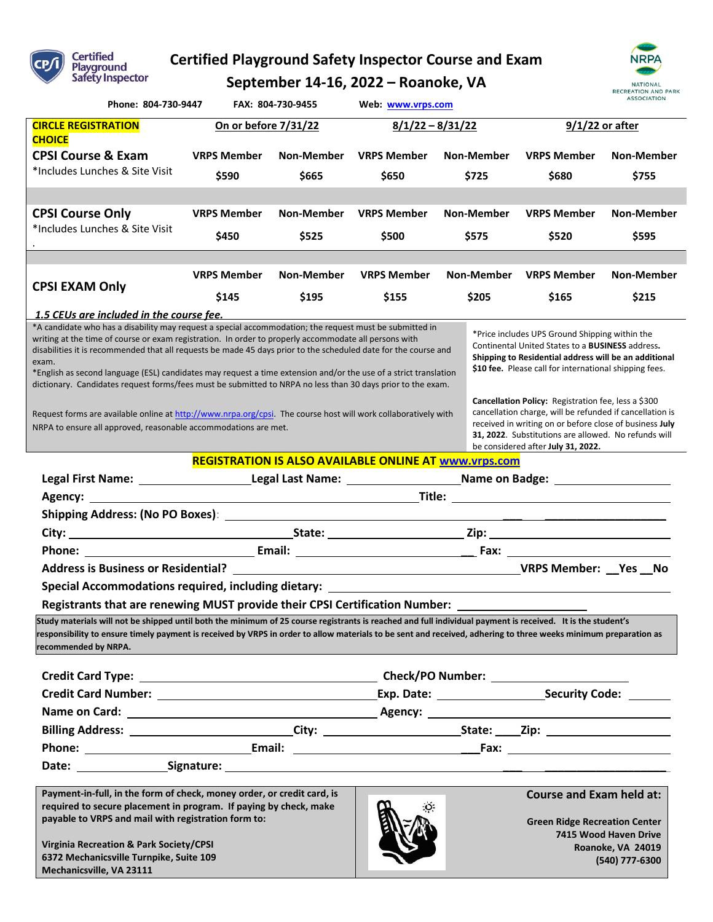# Certified Playground Safety Inspector Course and Exam

## September 14-16, 2022 – Roanoke, VA

Phone: 804-730-9447 FAX: 804-730-9455 Web: www.vrps.com

| CIRCLE REGISTRATION CHOICE | On or before 7/31/22 | | 8/1/22 – 8/31/22 | | 9/1/22 or after | |
|---|---|---|---|---|---|---|
| **CPSI Course & Exam** *Includes Lunches & Site Visit | VRPS Member $590 | Non-Member $665 | VRPS Member $650 | Non-Member $725 | VRPS Member $680 | Non-Member $755 |
| **CPSI Course Only** *Includes Lunches & Site Visit | VRPS Member $450 | Non-Member $525 | VRPS Member $500 | Non-Member $575 | VRPS Member $520 | Non-Member $595 |
| **CPSI EXAM Only** | VRPS Member $145 | Non-Member $195 | VRPS Member $155 | Non-Member $205 | VRPS Member $165 | Non-Member $215 |

*1.5 CEUs are included in the course fee.*

*A candidate who has a disability may request a special accommodation; the request must be submitted in writing at the time of course or exam registration. In order to properly accommodate all persons with disabilities it is recommended that all requests be made 45 days prior to the scheduled date for the course and exam.

*English as second language (ESL) candidates may request a time extension and/or the use of a strict translation dictionary. Candidates request forms/fees must be submitted to NRPA no less than 30 days prior to the exam.

Request forms are available online at http://www.nrpa.org/cpsi. The course host will work collaboratively with NRPA to ensure all approved, reasonable accommodations are met.

*Price includes UPS Ground Shipping within the Continental United States to a **BUSINESS** address. **Shipping to Residential address will be an additional $10 fee.** Please call for international shipping fees.

**Cancellation Policy:** Registration fee, less a $300 cancellation charge, will be refunded if cancellation is received in writing on or before close of business **July 31, 2022**. Substitutions are allowed. No refunds will be considered after **July 31, 2022.**

**REGISTRATION IS ALSO AVAILABLE ONLINE AT www.vrps.com**

**Legal First Name:** ________ **Legal Last Name:** ________ **Name on Badge:** ________

**Agency:** ________ **Title:** ________

**Shipping Address: (No PO Boxes):** ________

**City:** ________ **State:** ________ **Zip:** ________

**Phone:** ________ **Email:** ________ **Fax:** ________

**Address is Business or Residential?** ________ **VRPS Member: __Yes __No**

**Special Accommodations required, including dietary:** ________

**Registrants that are renewing MUST provide their CPSI Certification Number:** ________

**Study materials will not be shipped until both the minimum of 25 course registrants is reached and full individual payment is received. It is the student's responsibility to ensure timely payment is received by VRPS in order to allow materials to be sent and received, adhering to three weeks minimum preparation as recommended by NRPA.**

**Credit Card Type:** ________ **Check/PO Number:** ________

**Credit Card Number:** ________ **Exp. Date:** ________ **Security Code:** ________

**Name on Card:** ________ **Agency:** ________

**Billing Address:** ________ **City:** ________ **State:** ____ **Zip:** ________

**Phone:** ________ **Email:** ________ **Fax:** ________

**Date:** ________ **Signature:** ________

**Payment-in-full, in the form of check, money order, or credit card, is required to secure placement in program. If paying by check, make payable to VRPS and mail with registration form to:**

**Virginia Recreation & Park Society/CPSI**
**6372 Mechanicsville Turnpike, Suite 109**
**Mechanicsville, VA 23111**

**Course and Exam held at:**

**Green Ridge Recreation Center**
**7415 Wood Haven Drive**
**Roanoke, VA 24019**
**(540) 777-6300**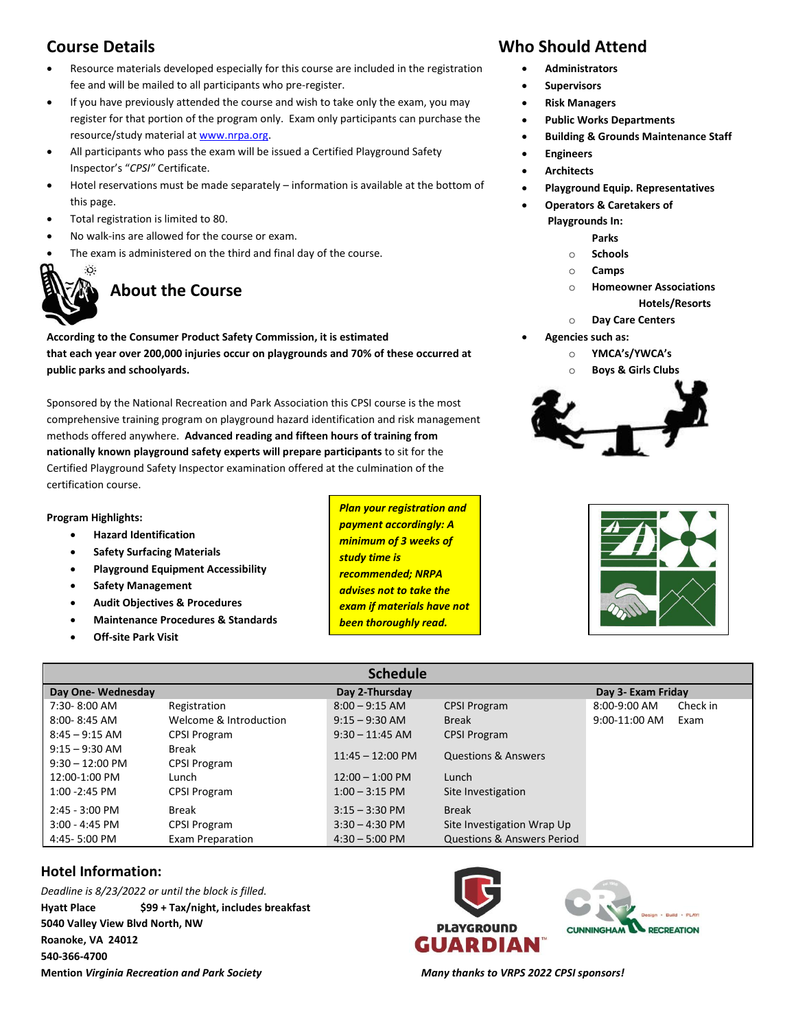## Course Details

- Resource materials developed especially for this course are included in the registration fee and will be mailed to all participants who pre-register.
- If you have previously attended the course and wish to take only the exam, you may register for that portion of the program only. Exam only participants can purchase the resource/study material at [www.nrpa.org](www.nrpa.org).
- All participants who pass the exam will be issued a Certified Playground Safety Inspector's "*CPSI*" Certificate.
- Hotel reservations must be made separately – information is available at the bottom of this page.
- Total registration is limited to 80.
- No walk-ins are allowed for the course or exam.
- The exam is administered on the third and final day of the course.

## About the Course

**According to the Consumer Product Safety Commission, it is estimated that each year over 200,000 injuries occur on playgrounds and 70% of these occurred at public parks and schoolyards.**

Sponsored by the National Recreation and Park Association this CPSI course is the most comprehensive training program on playground hazard identification and risk management methods offered anywhere. **Advanced reading and fifteen hours of training from nationally known playground safety experts will prepare participants** to sit for the Certified Playground Safety Inspector examination offered at the culmination of the certification course.

**Program Highlights:**

- **Hazard Identification**
- **Safety Surfacing Materials**
- **Playground Equipment Accessibility**
- **Safety Management**
- **Audit Objectives & Procedures**
- **Maintenance Procedures & Standards**
- **Off-site Park Visit**

***Plan your registration and payment accordingly: A minimum of 3 weeks of study time is recommended; NRPA advises not to take the exam if materials have not been thoroughly read.***

## Who Should Attend

- **Administrators**
- **Supervisors**
- **Risk Managers**
- **Public Works Departments**
- **Building & Grounds Maintenance Staff**
- **Engineers**
- **Architects**
- **Playground Equip. Representatives**
- **Operators & Caretakers of Playgrounds In:**
  - **Parks**
  - **Schools**
  - **Camps**
  - **Homeowner Associations**
  - **Hotels/Resorts**
  - **Day Care Centers**
- **Agencies such as:**
  - **YMCA's/YWCA's**
  - **Boys & Girls Clubs**

## Schedule

| Day One- Wednesday | | Day 2-Thursday | | Day 3- Exam Friday | |
|---|---|---|---|---|---|
| 7:30- 8:00 AM | Registration | 8:00 – 9:15 AM | CPSI Program | 8:00-9:00 AM | Check in |
| 8:00- 8:45 AM | Welcome & Introduction | 9:15 – 9:30 AM | Break | 9:00-11:00 AM | Exam |
| 8:45 – 9:15 AM | CPSI Program | 9:30 – 11:45 AM | CPSI Program | | |
| 9:15 – 9:30 AM | Break | 11:45 – 12:00 PM | Questions & Answers | | |
| 9:30 – 12:00 PM | CPSI Program | | | | |
| 12:00-1:00 PM | Lunch | 12:00 – 1:00 PM | Lunch | | |
| 1:00 -2:45 PM | CPSI Program | 1:00 – 3:15 PM | Site Investigation | | |
| 2:45 - 3:00 PM | Break | 3:15 – 3:30 PM | Break | | |
| 3:00 - 4:45 PM | CPSI Program | 3:30 – 4:30 PM | Site Investigation Wrap Up | | |
| 4:45- 5:00 PM | Exam Preparation | 4:30 – 5:00 PM | Questions & Answers Period | | |

## Hotel Information:

*Deadline is 8/23/2022 or until the block is filled.*

**Hyatt Place** **$99 + Tax/night, includes breakfast**
**5040 Valley View Blvd North, NW**
**Roanoke, VA 24012**
**540-366-4700**
**Mention *Virginia Recreation and Park Society***

PLAYGROUND GUARDIAN™

CUNNINGHAM RECREATION — Design • Build • PLAY!

***Many thanks to VRPS 2022 CPSI sponsors!***